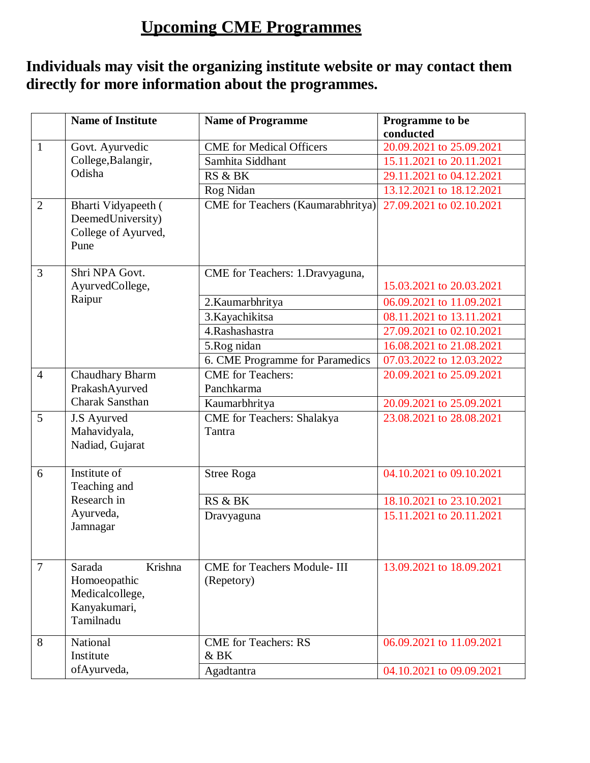# Upcoming CME Programmes

**Individuals may visit the organizing institute website or may contact them directly for more information about the programmes.**

| | Name of Institute | Name of Programme | Programme to be conducted |
|---|---|---|---|
| 1 | Govt. Ayurvedic College,Balangir, Odisha | CME for Medical Officers | 20.09.2021 to 25.09.2021 |
| | | Samhita Siddhant | 15.11.2021 to 20.11.2021 |
| | | RS & BK | 29.11.2021 to 04.12.2021 |
| | | Rog Nidan | 13.12.2021 to 18.12.2021 |
| 2 | Bharti Vidyapeeth ( DeemedUniversity) College of Ayurved, Pune | CME for Teachers (Kaumarabhritya) | 27.09.2021 to 02.10.2021 |
| 3 | Shri NPA Govt. AyurvedCollege, Raipur | CME for Teachers: 1.Dravyaguna, | 15.03.2021 to 20.03.2021 |
| | | 2.Kaumarbhritya | 06.09.2021 to 11.09.2021 |
| | | 3.Kayachikitsa | 08.11.2021 to 13.11.2021 |
| | | 4.Rashashastra | 27.09.2021 to 02.10.2021 |
| | | 5.Rog nidan | 16.08.2021 to 21.08.2021 |
| | | 6. CME Programme for Paramedics | 07.03.2022 to 12.03.2022 |
| 4 | Chaudhary Bharm PrakashAyurved Charak Sansthan | CME for Teachers: Panchkarma | 20.09.2021 to 25.09.2021 |
| | | Kaumarbhritya | 20.09.2021 to 25.09.2021 |
| 5 | J.S Ayurved Mahavidyala, Nadiad, Gujarat | CME for Teachers: Shalakya Tantra | 23.08.2021 to 28.08.2021 |
| 6 | Institute of Teaching and Research in Ayurveda, Jamnagar | Stree Roga | 04.10.2021 to 09.10.2021 |
| | | RS & BK | 18.10.2021 to 23.10.2021 |
| | | Dravyaguna | 15.11.2021 to 20.11.2021 |
| 7 | Sarada Krishna Homoeopathic Medicalcollege, Kanyakumari, Tamilnadu | CME for Teachers Module- III (Repetory) | 13.09.2021 to 18.09.2021 |
| 8 | National Institute ofAyurveda, | CME for Teachers: RS & BK | 06.09.2021 to 11.09.2021 |
| | | Agadtantra | 04.10.2021 to 09.09.2021 |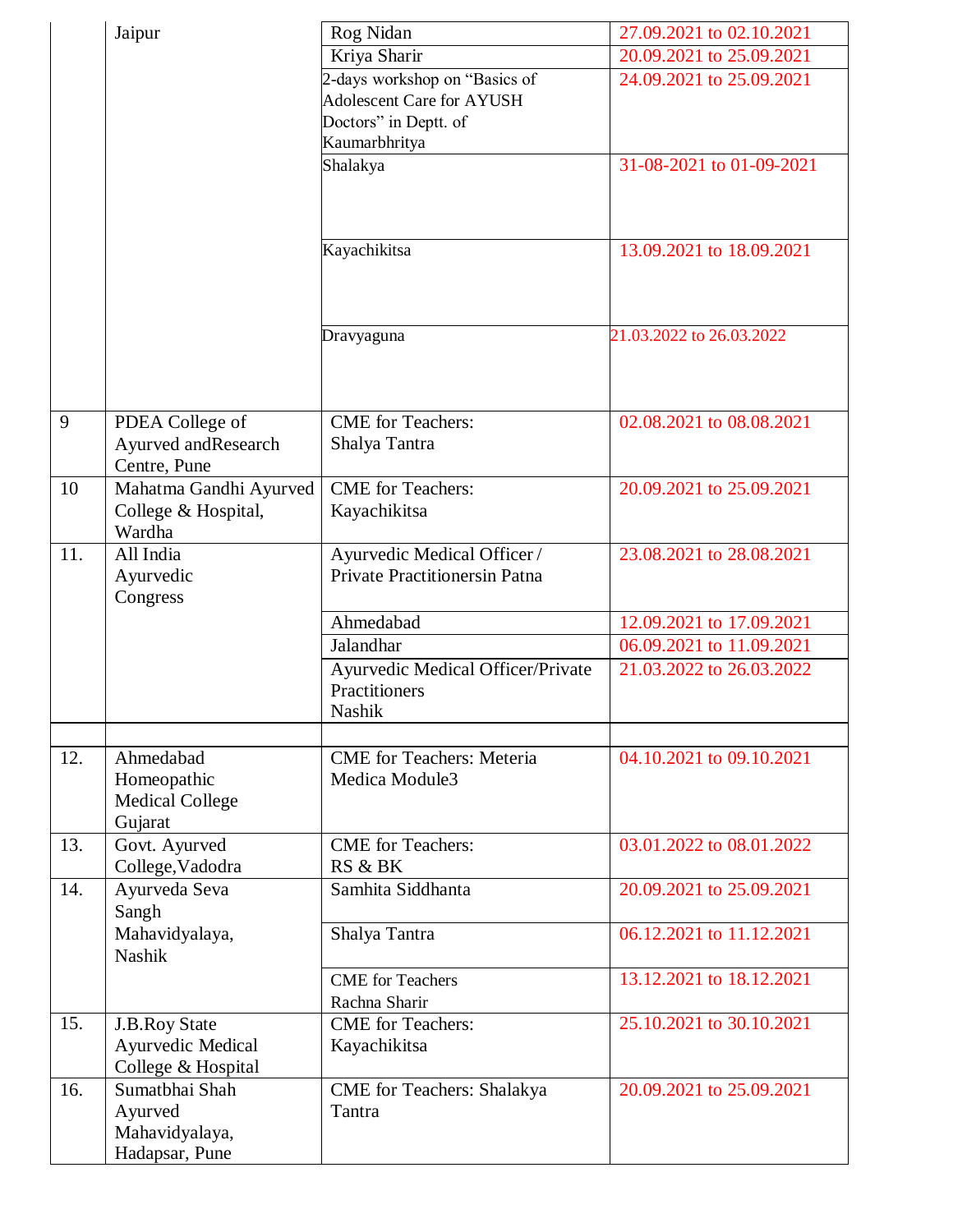|  | Jaipur | Rog Nidan | 27.09.2021 to 02.10.2021 |
|---|---|---|---|
|  |  | Kriya Sharir | 20.09.2021 to 25.09.2021 |
|  |  | 2-days workshop on “Basics of Adolescent Care for AYUSH Doctors” in Deptt. of Kaumarbhritya | 24.09.2021 to 25.09.2021 |
|  |  | Shalakya | 31-08-2021 to 01-09-2021 |
|  |  | Kayachikitsa | 13.09.2021 to 18.09.2021 |
|  |  | Dravyaguna | 21.03.2022 to 26.03.2022 |
| 9 | PDEA College of Ayurved andResearch Centre, Pune | CME for Teachers: Shalya Tantra | 02.08.2021 to 08.08.2021 |
| 10 | Mahatma Gandhi Ayurved College & Hospital, Wardha | CME for Teachers: Kayachikitsa | 20.09.2021 to 25.09.2021 |
| 11. | All India Ayurvedic Congress | Ayurvedic Medical Officer / Private Practitionersin Patna | 23.08.2021 to 28.08.2021 |
|  |  | Ahmedabad | 12.09.2021 to 17.09.2021 |
|  |  | Jalandhar | 06.09.2021 to 11.09.2021 |
|  |  | Ayurvedic Medical Officer/Private Practitioners Nashik | 21.03.2022 to 26.03.2022 |
|  |  |  |  |
| 12. | Ahmedabad Homeopathic Medical College Gujarat | CME for Teachers: Meteria Medica Module3 | 04.10.2021 to 09.10.2021 |
| 13. | Govt. Ayurved College,Vadodra | CME for Teachers: RS & BK | 03.01.2022 to 08.01.2022 |
| 14. | Ayurveda Seva Sangh Mahavidyalaya, Nashik | Samhita Siddhanta | 20.09.2021 to 25.09.2021 |
|  |  | Shalya Tantra | 06.12.2021 to 11.12.2021 |
|  |  | CME for Teachers Rachna Sharir | 13.12.2021 to 18.12.2021 |
| 15. | J.B.Roy State Ayurvedic Medical College & Hospital | CME for Teachers: Kayachikitsa | 25.10.2021 to 30.10.2021 |
| 16. | Sumatbhai Shah Ayurved Mahavidyalaya, Hadapsar, Pune | CME for Teachers: Shalakya Tantra | 20.09.2021 to 25.09.2021 |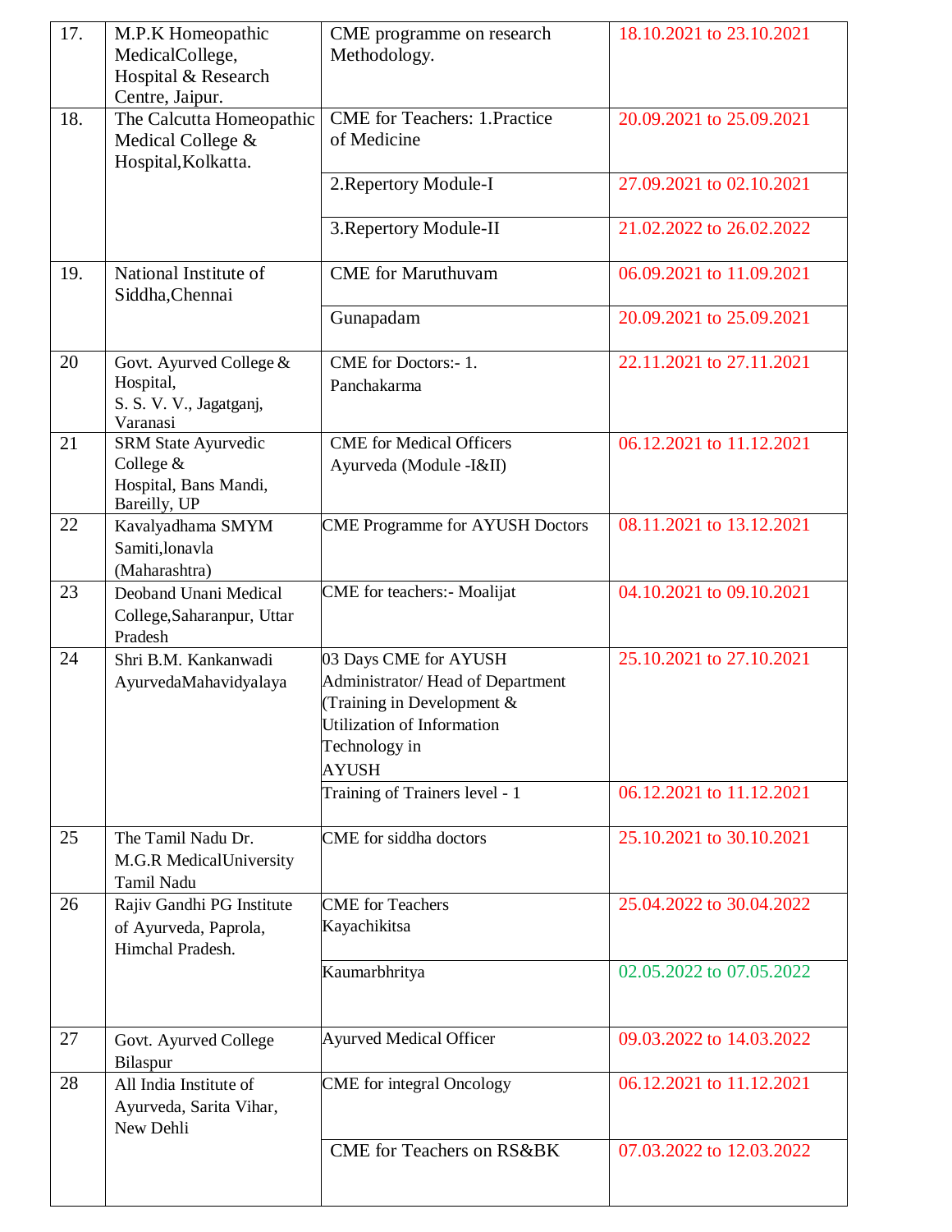| 17. | M.P.K Homeopathic MedicalCollege, Hospital & Research Centre, Jaipur. | CME programme on research Methodology. | 18.10.2021 to 23.10.2021 |
|---|---|---|---|
| 18. | The Calcutta Homeopathic Medical College & Hospital,Kolkatta. | CME for Teachers: 1.Practice of Medicine | 20.09.2021 to 25.09.2021 |
| | | 2.Repertory Module-I | 27.09.2021 to 02.10.2021 |
| | | 3.Repertory Module-II | 21.02.2022 to 26.02.2022 |
| 19. | National Institute of Siddha,Chennai | CME for Maruthuvam | 06.09.2021 to 11.09.2021 |
| | | Gunapadam | 20.09.2021 to 25.09.2021 |
| 20 | Govt. Ayurved College & Hospital, S. S. V. V., Jagatganj, Varanasi | CME for Doctors:- 1. Panchakarma | 22.11.2021 to 27.11.2021 |
| 21 | SRM State Ayurvedic College & Hospital, Bans Mandi, Bareilly, UP | CME for Medical Officers Ayurveda (Module -I&II) | 06.12.2021 to 11.12.2021 |
| 22 | Kavalyadhama SMYM Samiti,lonavla (Maharashtra) | CME Programme for AYUSH Doctors | 08.11.2021 to 13.12.2021 |
| 23 | Deoband Unani Medical College,Saharanpur, Uttar Pradesh | CME for teachers:- Moalijat | 04.10.2021 to 09.10.2021 |
| 24 | Shri B.M. Kankanwadi AyurvedaMahavidyalaya | 03 Days CME for AYUSH Administrator/ Head of Department (Training in Development & Utilization of Information Technology in AYUSH | 25.10.2021 to 27.10.2021 |
| | | Training of Trainers level - 1 | 06.12.2021 to 11.12.2021 |
| 25 | The Tamil Nadu Dr. M.G.R MedicalUniversity Tamil Nadu | CME for siddha doctors | 25.10.2021 to 30.10.2021 |
| 26 | Rajiv Gandhi PG Institute of Ayurveda, Paprola, Himchal Pradesh. | CME for Teachers Kayachikitsa | 25.04.2022 to 30.04.2022 |
| | | Kaumarbhritya | 02.05.2022 to 07.05.2022 |
| 27 | Govt. Ayurved College Bilaspur | Ayurved Medical Officer | 09.03.2022 to 14.03.2022 |
| 28 | All India Institute of Ayurveda, Sarita Vihar, New Dehli | CME for integral Oncology | 06.12.2021 to 11.12.2021 |
| | | CME for Teachers on RS&BK | 07.03.2022 to 12.03.2022 |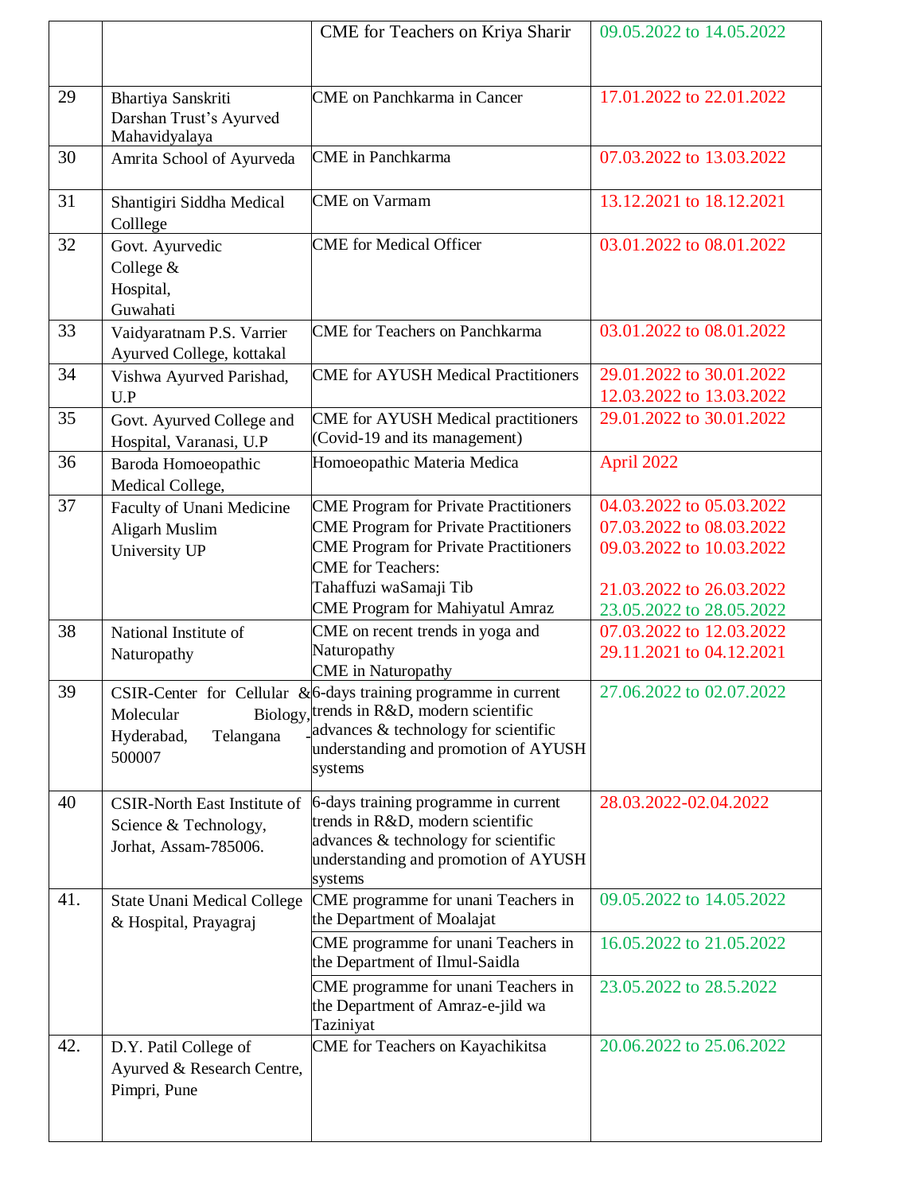|  |  | CME for Teachers on Kriya Sharir | 09.05.2022 to 14.05.2022 |
|---|---|---|---|
| 29 | Bhartiya Sanskriti Darshan Trust's Ayurved Mahavidyalaya | CME on Panchkarma in Cancer | 17.01.2022 to 22.01.2022 |
| 30 | Amrita School of Ayurveda | CME in Panchkarma | 07.03.2022 to 13.03.2022 |
| 31 | Shantigiri Siddha Medical Colllege | CME on Varmam | 13.12.2021 to 18.12.2021 |
| 32 | Govt. Ayurvedic College & Hospital, Guwahati | CME for Medical Officer | 03.01.2022 to 08.01.2022 |
| 33 | Vaidyaratnam P.S. Varrier Ayurved College, kottakal | CME for Teachers on Panchkarma | 03.01.2022 to 08.01.2022 |
| 34 | Vishwa Ayurved Parishad, U.P | CME for AYUSH Medical Practitioners | 29.01.2022 to 30.01.2022<br>12.03.2022 to 13.03.2022 |
| 35 | Govt. Ayurved College and Hospital, Varanasi, U.P | CME for AYUSH Medical practitioners (Covid-19 and its management) | 29.01.2022 to 30.01.2022 |
| 36 | Baroda Homoeopathic Medical College, | Homoeopathic Materia Medica | April 2022 |
| 37 | Faculty of Unani Medicine Aligarh Muslim University UP | CME Program for Private Practitioners<br>CME Program for Private Practitioners<br>CME Program for Private Practitioners<br>CME for Teachers:<br>Tahaffuzi waSamaji Tib<br>CME Program for Mahiyatul Amraz | 04.03.2022 to 05.03.2022<br>07.03.2022 to 08.03.2022<br>09.03.2022 to 10.03.2022<br><br>21.03.2022 to 26.03.2022<br>23.05.2022 to 28.05.2022 |
| 38 | National Institute of Naturopathy | CME on recent trends in yoga and Naturopathy<br>CME in Naturopathy | 07.03.2022 to 12.03.2022<br>29.11.2021 to 04.12.2021 |
| 39 | CSIR-Center for Cellular & Molecular Biology, Hyderabad, Telangana - 500007 | 6-days training programme in current trends in R&D, modern scientific advances & technology for scientific understanding and promotion of AYUSH systems | 27.06.2022 to 02.07.2022 |
| 40 | CSIR-North East Institute of Science & Technology, Jorhat, Assam-785006. | 6-days training programme in current trends in R&D, modern scientific advances & technology for scientific understanding and promotion of AYUSH systems | 28.03.2022-02.04.2022 |
| 41. | State Unani Medical College & Hospital, Prayagraj | CME programme for unani Teachers in the Department of Moalajat | 09.05.2022 to 14.05.2022 |
|  |  | CME programme for unani Teachers in the Department of Ilmul-Saidla | 16.05.2022 to 21.05.2022 |
|  |  | CME programme for unani Teachers in the Department of Amraz-e-jild wa Taziniyat | 23.05.2022 to 28.5.2022 |
| 42. | D.Y. Patil College of Ayurved & Research Centre, Pimpri, Pune | CME for Teachers on Kayachikitsa | 20.06.2022 to 25.06.2022 |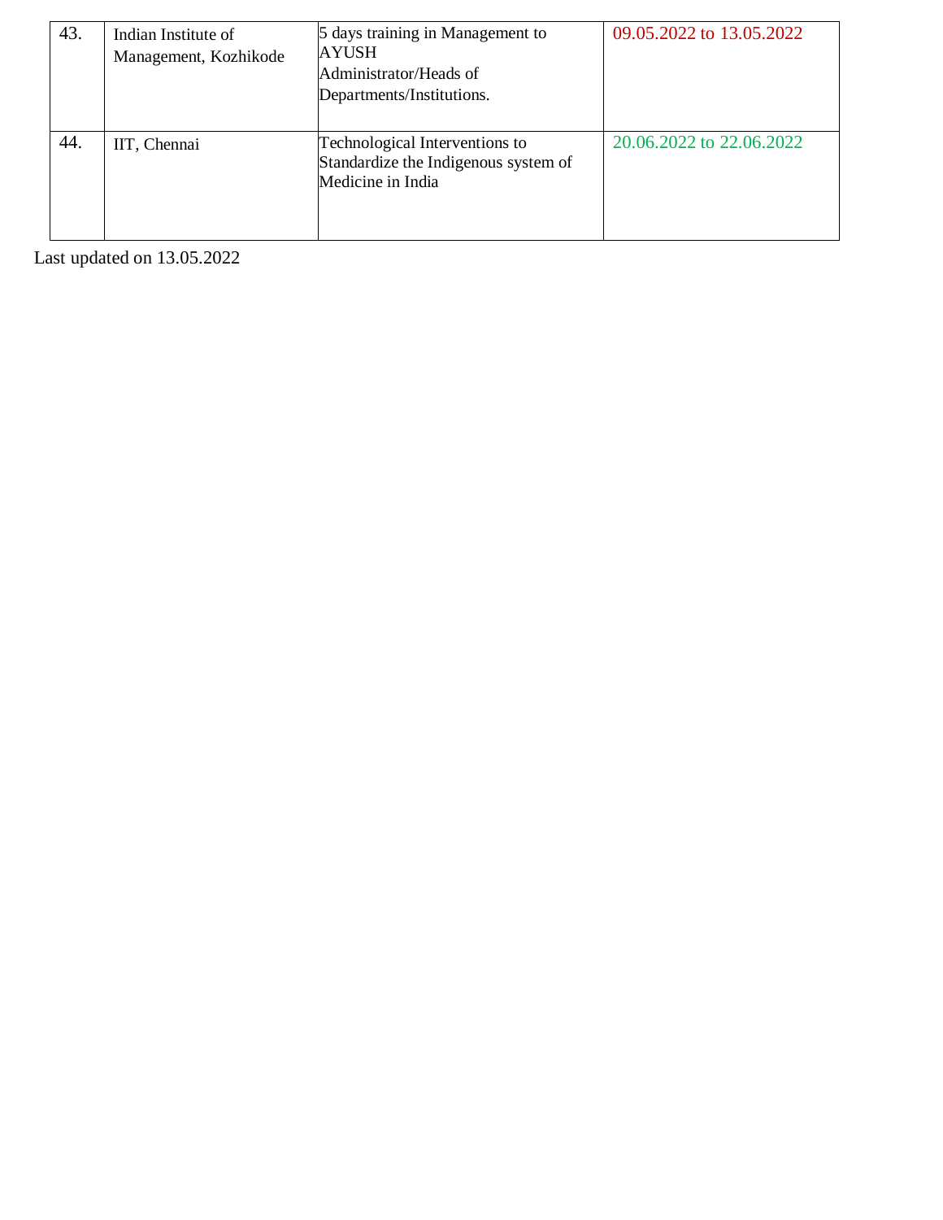| | | | |
|---|---|---|---|
| 43. | Indian Institute of Management, Kozhikode | 5 days training in Management to AYUSH Administrator/Heads of Departments/Institutions. | 09.05.2022 to 13.05.2022 |
| 44. | IIT, Chennai | Technological Interventions to Standardize the Indigenous system of Medicine in India | 20.06.2022 to 22.06.2022 |

Last updated on 13.05.2022